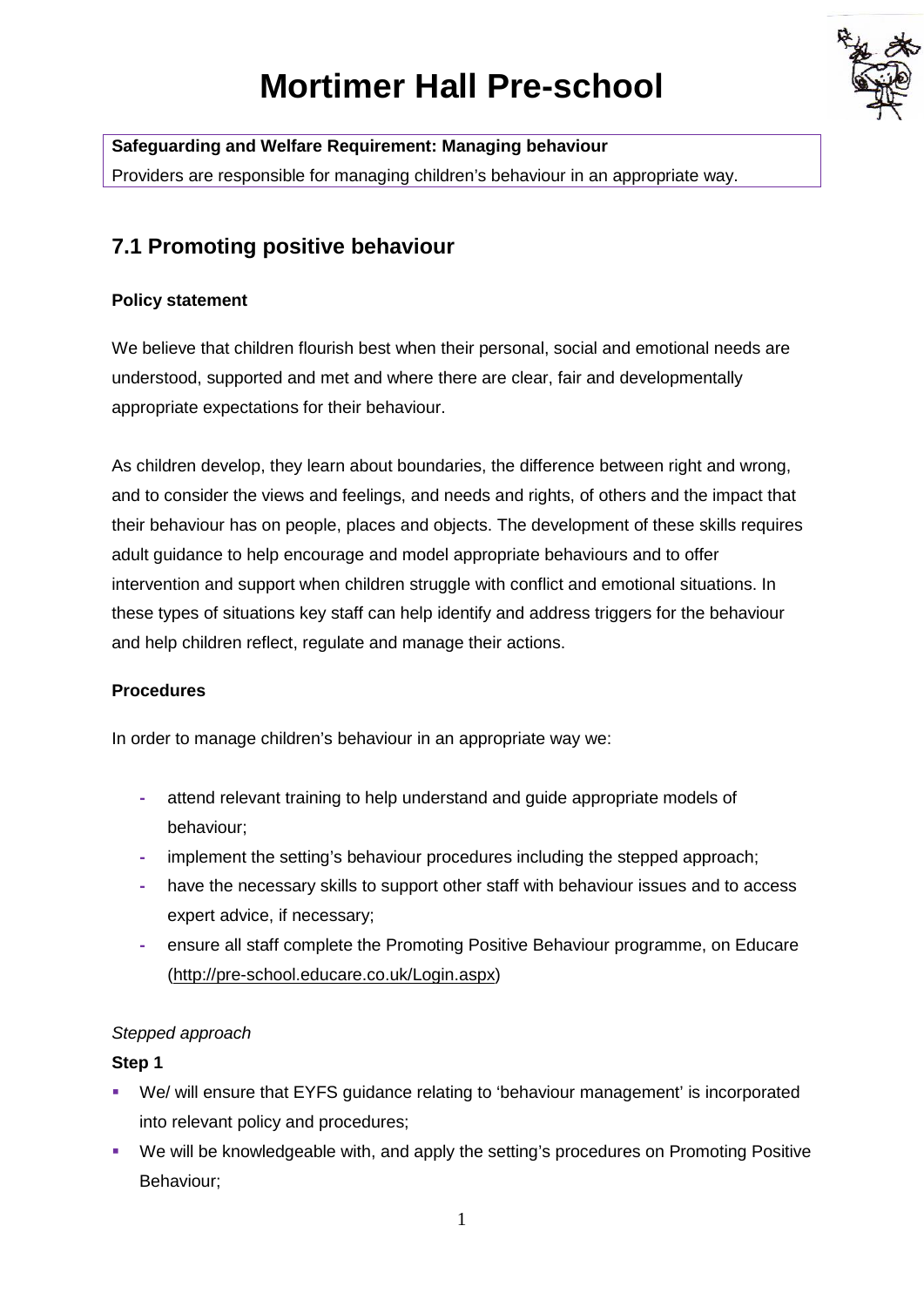# Mortimer Hall Pre-school

**Safeguarding and Welfare Requirement: Managing behaviour**
Providers are responsible for managing children's behaviour in an appropriate way.

## 7.1 Promoting positive behaviour

**Policy statement**

We believe that children flourish best when their personal, social and emotional needs are understood, supported and met and where there are clear, fair and developmentally appropriate expectations for their behaviour.

As children develop, they learn about boundaries, the difference between right and wrong, and to consider the views and feelings, and needs and rights, of others and the impact that their behaviour has on people, places and objects. The development of these skills requires adult guidance to help encourage and model appropriate behaviours and to offer intervention and support when children struggle with conflict and emotional situations. In these types of situations key staff can help identify and address triggers for the behaviour and help children reflect, regulate and manage their actions.

**Procedures**

In order to manage children's behaviour in an appropriate way we:

- attend relevant training to help understand and guide appropriate models of behaviour;
- implement the setting's behaviour procedures including the stepped approach;
- have the necessary skills to support other staff with behaviour issues and to access expert advice, if necessary;
- ensure all staff complete the Promoting Positive Behaviour programme, on Educare (http://pre-school.educare.co.uk/Login.aspx)

*Stepped approach*

**Step 1**

- We/ will ensure that EYFS guidance relating to 'behaviour management' is incorporated into relevant policy and procedures;
- We will be knowledgeable with, and apply the setting's procedures on Promoting Positive Behaviour;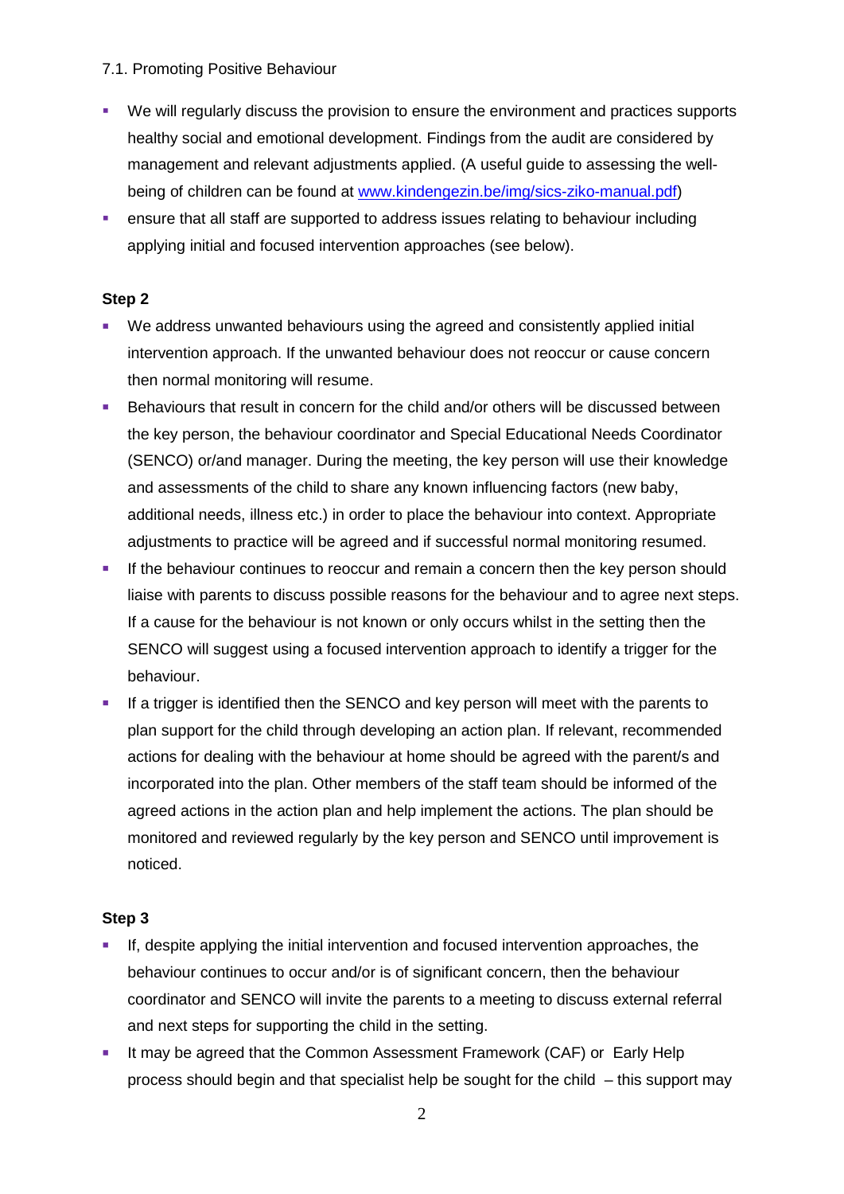7.1. Promoting Positive Behaviour

- We will regularly discuss the provision to ensure the environment and practices supports healthy social and emotional development. Findings from the audit are considered by management and relevant adjustments applied. (A useful guide to assessing the well-being of children can be found at [www.kindengezin.be/img/sics-ziko-manual.pdf](www.kindengezin.be/img/sics-ziko-manual.pdf))
- ensure that all staff are supported to address issues relating to behaviour including applying initial and focused intervention approaches (see below).

**Step 2**

- We address unwanted behaviours using the agreed and consistently applied initial intervention approach. If the unwanted behaviour does not reoccur or cause concern then normal monitoring will resume.
- Behaviours that result in concern for the child and/or others will be discussed between the key person, the behaviour coordinator and Special Educational Needs Coordinator (SENCO) or/and manager. During the meeting, the key person will use their knowledge and assessments of the child to share any known influencing factors (new baby, additional needs, illness etc.) in order to place the behaviour into context. Appropriate adjustments to practice will be agreed and if successful normal monitoring resumed.
- If the behaviour continues to reoccur and remain a concern then the key person should liaise with parents to discuss possible reasons for the behaviour and to agree next steps. If a cause for the behaviour is not known or only occurs whilst in the setting then the SENCO will suggest using a focused intervention approach to identify a trigger for the behaviour.
- If a trigger is identified then the SENCO and key person will meet with the parents to plan support for the child through developing an action plan. If relevant, recommended actions for dealing with the behaviour at home should be agreed with the parent/s and incorporated into the plan. Other members of the staff team should be informed of the agreed actions in the action plan and help implement the actions. The plan should be monitored and reviewed regularly by the key person and SENCO until improvement is noticed.

**Step 3**

- If, despite applying the initial intervention and focused intervention approaches, the behaviour continues to occur and/or is of significant concern, then the behaviour coordinator and SENCO will invite the parents to a meeting to discuss external referral and next steps for supporting the child in the setting.
- It may be agreed that the Common Assessment Framework (CAF) or Early Help process should begin and that specialist help be sought for the child – this support may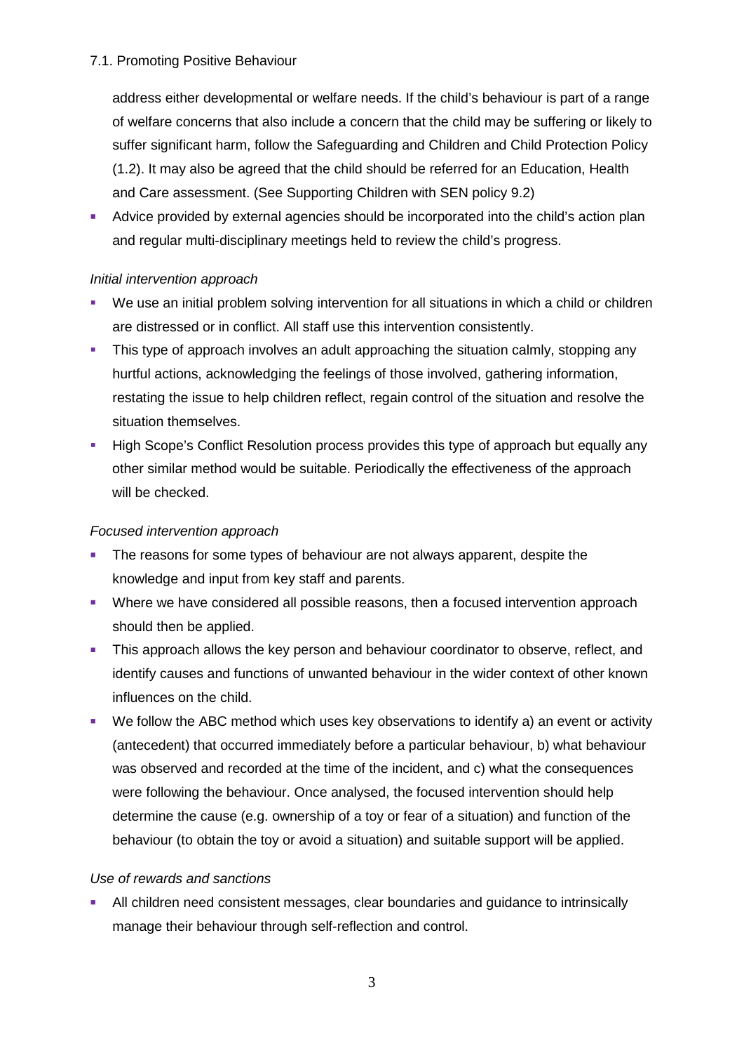address either developmental or welfare needs. If the child's behaviour is part of a range of welfare concerns that also include a concern that the child may be suffering or likely to suffer significant harm, follow the Safeguarding and Children and Child Protection Policy (1.2). It may also be agreed that the child should be referred for an Education, Health and Care assessment. (See Supporting Children with SEN policy 9.2)

- Advice provided by external agencies should be incorporated into the child's action plan and regular multi-disciplinary meetings held to review the child's progress.

*Initial intervention approach*

- We use an initial problem solving intervention for all situations in which a child or children are distressed or in conflict. All staff use this intervention consistently.
- This type of approach involves an adult approaching the situation calmly, stopping any hurtful actions, acknowledging the feelings of those involved, gathering information, restating the issue to help children reflect, regain control of the situation and resolve the situation themselves.
- High Scope's Conflict Resolution process provides this type of approach but equally any other similar method would be suitable. Periodically the effectiveness of the approach will be checked.

*Focused intervention approach*

- The reasons for some types of behaviour are not always apparent, despite the knowledge and input from key staff and parents.
- Where we have considered all possible reasons, then a focused intervention approach should then be applied.
- This approach allows the key person and behaviour coordinator to observe, reflect, and identify causes and functions of unwanted behaviour in the wider context of other known influences on the child.
- We follow the ABC method which uses key observations to identify a) an event or activity (antecedent) that occurred immediately before a particular behaviour, b) what behaviour was observed and recorded at the time of the incident, and c) what the consequences were following the behaviour. Once analysed, the focused intervention should help determine the cause (e.g. ownership of a toy or fear of a situation) and function of the behaviour (to obtain the toy or avoid a situation) and suitable support will be applied.

*Use of rewards and sanctions*

- All children need consistent messages, clear boundaries and guidance to intrinsically manage their behaviour through self-reflection and control.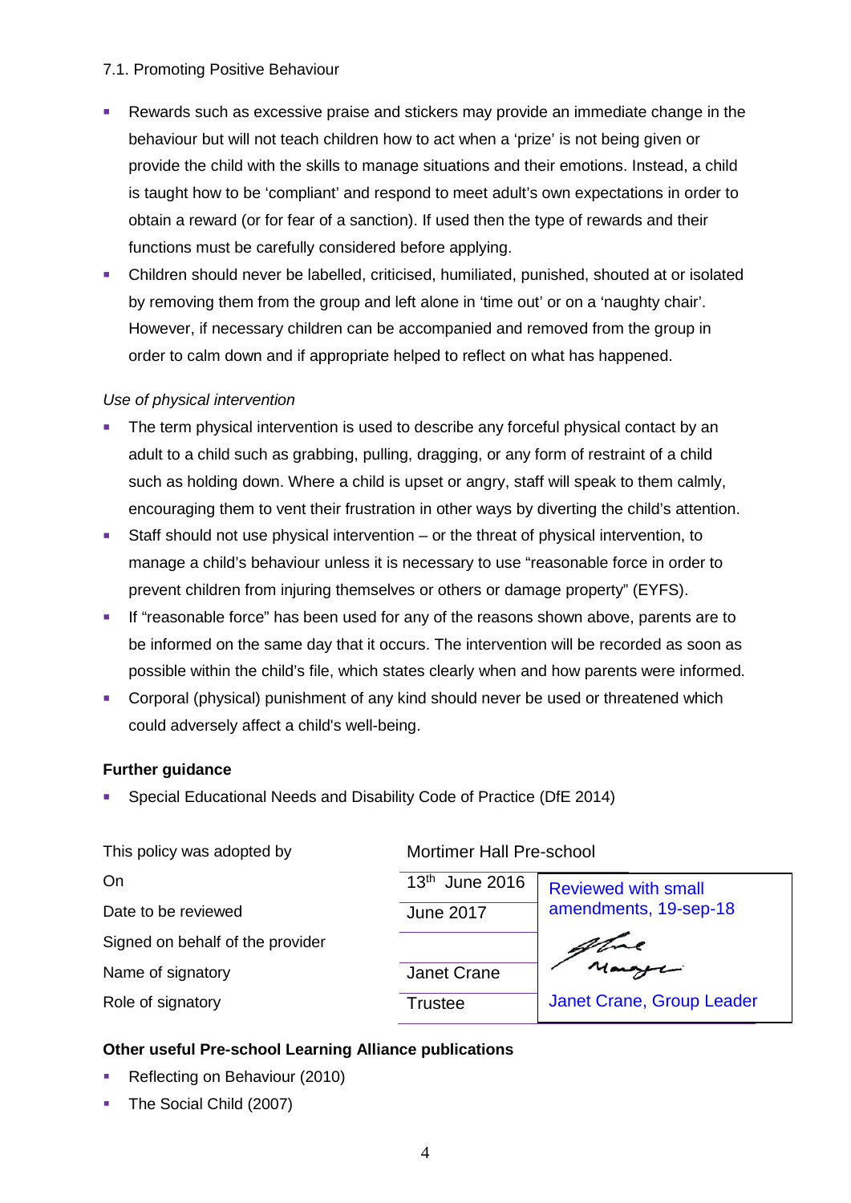7.1. Promoting Positive Behaviour

- Rewards such as excessive praise and stickers may provide an immediate change in the behaviour but will not teach children how to act when a 'prize' is not being given or provide the child with the skills to manage situations and their emotions. Instead, a child is taught how to be 'compliant' and respond to meet adult's own expectations in order to obtain a reward (or for fear of a sanction). If used then the type of rewards and their functions must be carefully considered before applying.
- Children should never be labelled, criticised, humiliated, punished, shouted at or isolated by removing them from the group and left alone in 'time out' or on a 'naughty chair'. However, if necessary children can be accompanied and removed from the group in order to calm down and if appropriate helped to reflect on what has happened.

*Use of physical intervention*

- The term physical intervention is used to describe any forceful physical contact by an adult to a child such as grabbing, pulling, dragging, or any form of restraint of a child such as holding down. Where a child is upset or angry, staff will speak to them calmly, encouraging them to vent their frustration in other ways by diverting the child's attention.
- Staff should not use physical intervention – or the threat of physical intervention, to manage a child's behaviour unless it is necessary to use "reasonable force in order to prevent children from injuring themselves or others or damage property" (EYFS).
- If "reasonable force" has been used for any of the reasons shown above, parents are to be informed on the same day that it occurs. The intervention will be recorded as soon as possible within the child's file, which states clearly when and how parents were informed.
- Corporal (physical) punishment of any kind should never be used or threatened which could adversely affect a child's well-being.

**Further guidance**

- Special Educational Needs and Disability Code of Practice (DfE 2014)

| | | |
|---|---|---|
| This policy was adopted by | Mortimer Hall Pre-school | |
| On | 13th June 2016 | Reviewed with small amendments, 19-sep-18 |
| Date to be reviewed | June 2017 | |
| Signed on behalf of the provider | | [signature] |
| Name of signatory | Janet Crane | |
| Role of signatory | Trustee | Janet Crane, Group Leader |

**Other useful Pre-school Learning Alliance publications**

- Reflecting on Behaviour (2010)
- The Social Child (2007)